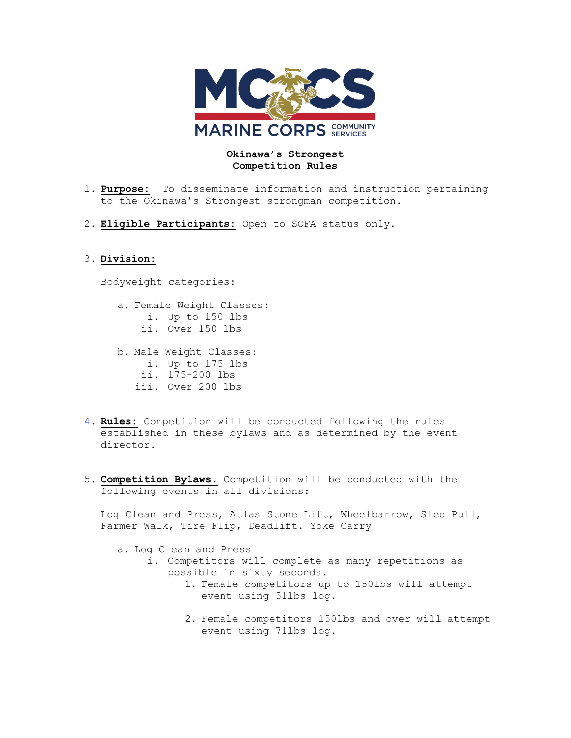**Okinawa's Strongest**
**Competition Rules**

1. **Purpose:** To disseminate information and instruction pertaining to the Okinawa's Strongest strongman competition.

2. **Eligible Participants:** Open to SOFA status only.

3. **Division:**

   Bodyweight categories:

   a. Female Weight Classes:
      i. Up to 150 lbs
      ii. Over 150 lbs

   b. Male Weight Classes:
      i. Up to 175 lbs
      ii. 175-200 lbs
      iii. Over 200 lbs

4. **Rules:** Competition will be conducted following the rules established in these bylaws and as determined by the event director.

5. **Competition Bylaws.** Competition will be conducted with the following events in all divisions:

   Log Clean and Press, Atlas Stone Lift, Wheelbarrow, Sled Pull, Farmer Walk, Tire Flip, Deadlift. Yoke Carry

   a. Log Clean and Press
      i. Competitors will complete as many repetitions as possible in sixty seconds.
         1. Female competitors up to 150lbs will attempt event using 51lbs log.
         2. Female competitors 150lbs and over will attempt event using 71lbs log.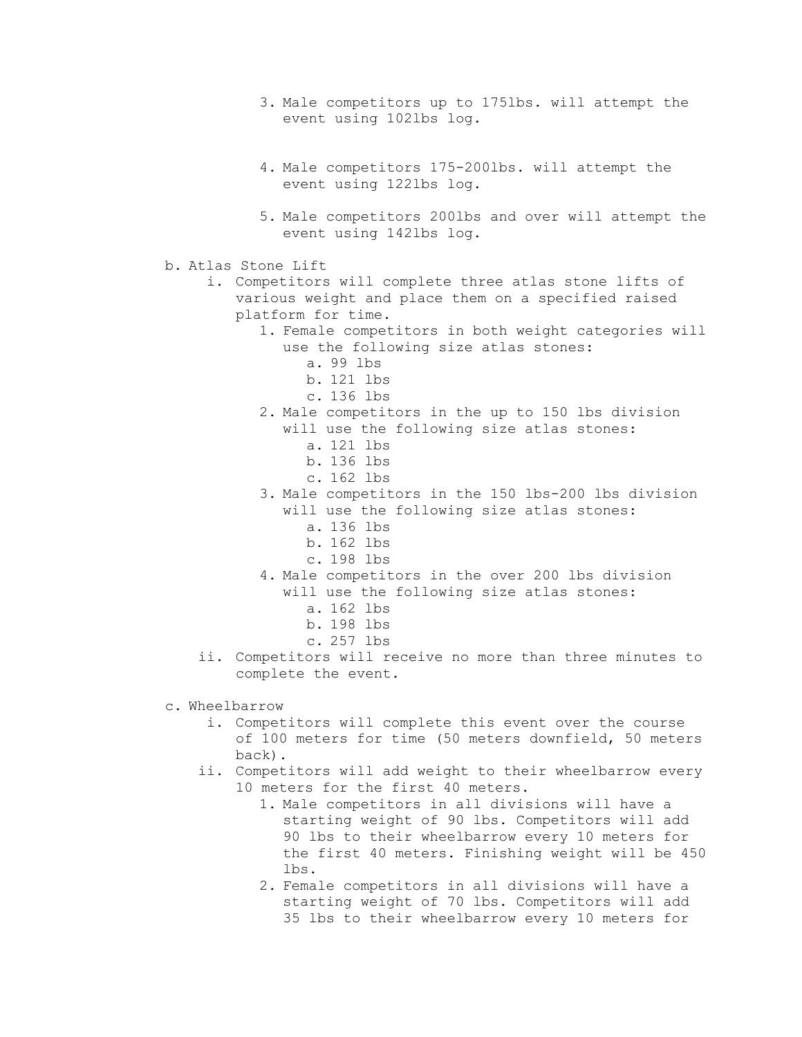3. Male competitors up to 175lbs. will attempt the event using 102lbs log.
4. Male competitors 175-200lbs. will attempt the event using 122lbs log.
5. Male competitors 200lbs and over will attempt the event using 142lbs log.

b. Atlas Stone Lift
   i. Competitors will complete three atlas stone lifts of various weight and place them on a specified raised platform for time.
      1. Female competitors in both weight categories will use the following size atlas stones:
         a. 99 lbs
         b. 121 lbs
         c. 136 lbs
      2. Male competitors in the up to 150 lbs division will use the following size atlas stones:
         a. 121 lbs
         b. 136 lbs
         c. 162 lbs
      3. Male competitors in the 150 lbs-200 lbs division will use the following size atlas stones:
         a. 136 lbs
         b. 162 lbs
         c. 198 lbs
      4. Male competitors in the over 200 lbs division will use the following size atlas stones:
         a. 162 lbs
         b. 198 lbs
         c. 257 lbs
   ii. Competitors will receive no more than three minutes to complete the event.

c. Wheelbarrow
   i. Competitors will complete this event over the course of 100 meters for time (50 meters downfield, 50 meters back).
   ii. Competitors will add weight to their wheelbarrow every 10 meters for the first 40 meters.
      1. Male competitors in all divisions will have a starting weight of 90 lbs. Competitors will add 90 lbs to their wheelbarrow every 10 meters for the first 40 meters. Finishing weight will be 450 lbs.
      2. Female competitors in all divisions will have a starting weight of 70 lbs. Competitors will add 35 lbs to their wheelbarrow every 10 meters for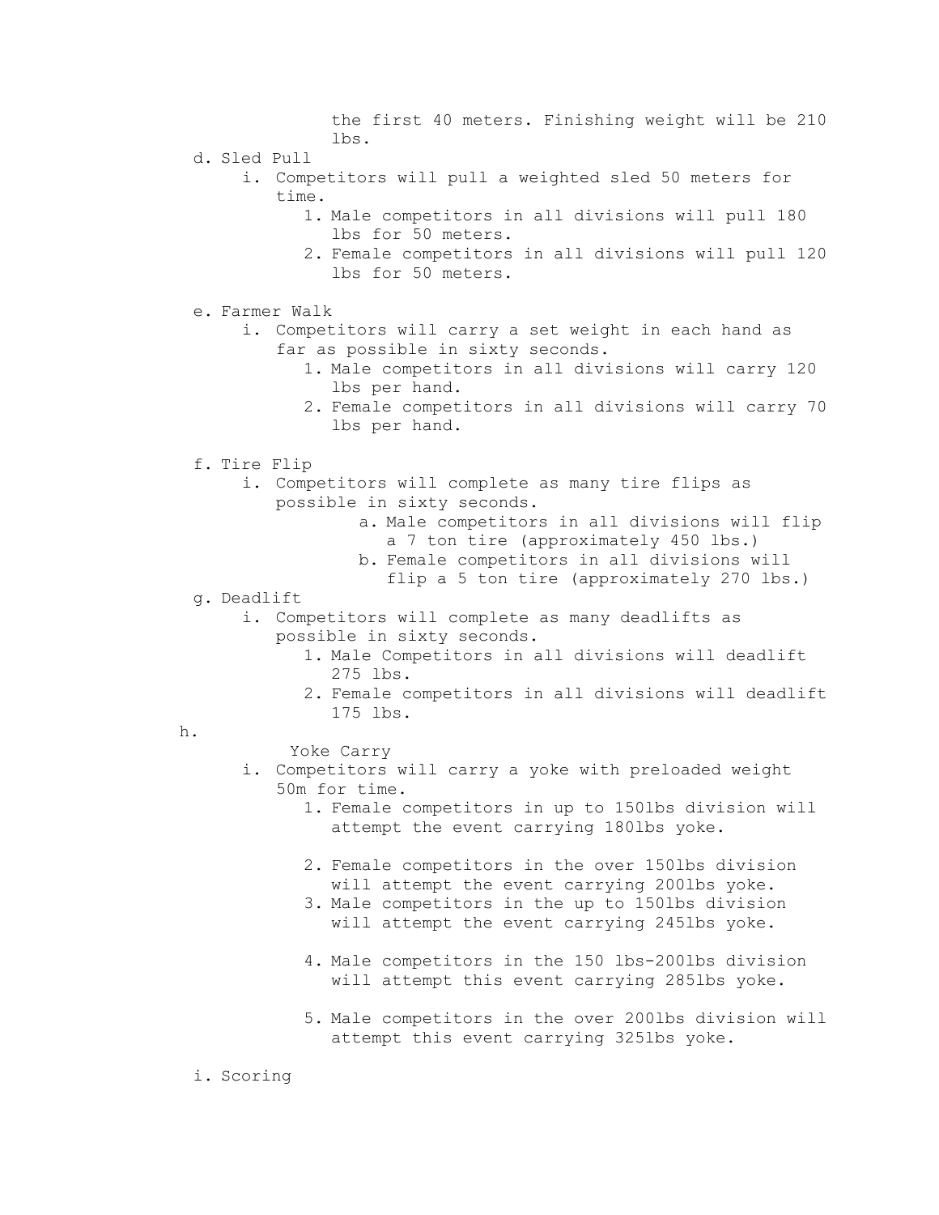the first 40 meters. Finishing weight will be 210 lbs.

d. Sled Pull
    i. Competitors will pull a weighted sled 50 meters for time.
        1. Male competitors in all divisions will pull 180 lbs for 50 meters.
        2. Female competitors in all divisions will pull 120 lbs for 50 meters.

e. Farmer Walk
    i. Competitors will carry a set weight in each hand as far as possible in sixty seconds.
        1. Male competitors in all divisions will carry 120 lbs per hand.
        2. Female competitors in all divisions will carry 70 lbs per hand.

f. Tire Flip
    i. Competitors will complete as many tire flips as possible in sixty seconds.
        a. Male competitors in all divisions will flip a 7 ton tire (approximately 450 lbs.)
        b. Female competitors in all divisions will flip a 5 ton tire (approximately 270 lbs.)

g. Deadlift
    i. Competitors will complete as many deadlifts as possible in sixty seconds.
        1. Male Competitors in all divisions will deadlift 275 lbs.
        2. Female competitors in all divisions will deadlift 175 lbs.

h. Yoke Carry
    i. Competitors will carry a yoke with preloaded weight 50m for time.
        1. Female competitors in up to 150lbs division will attempt the event carrying 180lbs yoke.
        2. Female competitors in the over 150lbs division will attempt the event carrying 200lbs yoke.
        3. Male competitors in the up to 150lbs division will attempt the event carrying 245lbs yoke.
        4. Male competitors in the 150 lbs-200lbs division will attempt this event carrying 285lbs yoke.
        5. Male competitors in the over 200lbs division will attempt this event carrying 325lbs yoke.

i. Scoring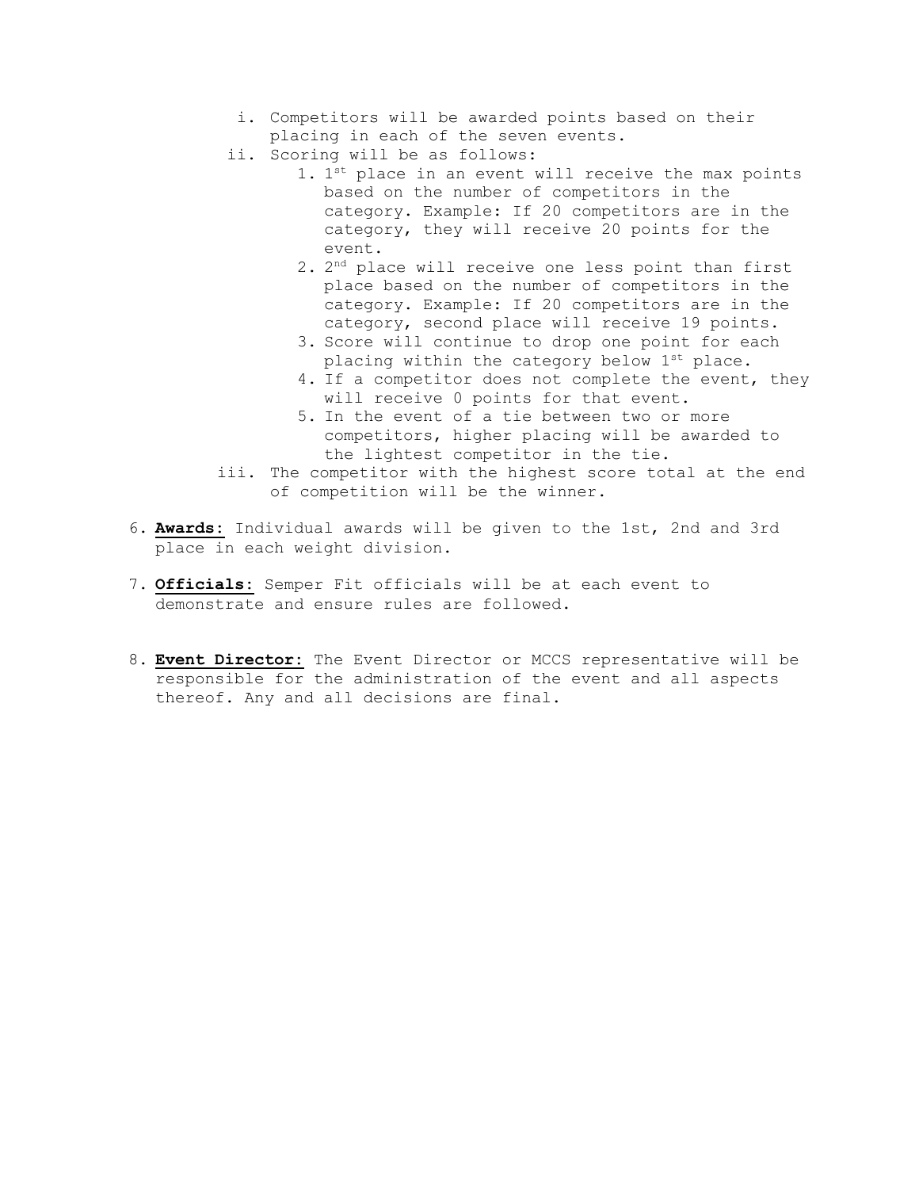i. Competitors will be awarded points based on their placing in each of the seven events.

ii. Scoring will be as follows:

1. 1st place in an event will receive the max points based on the number of competitors in the category. Example: If 20 competitors are in the category, they will receive 20 points for the event.
2. 2nd place will receive one less point than first place based on the number of competitors in the category. Example: If 20 competitors are in the category, second place will receive 19 points.
3. Score will continue to drop one point for each placing within the category below 1st place.
4. If a competitor does not complete the event, they will receive 0 points for that event.
5. In the event of a tie between two or more competitors, higher placing will be awarded to the lightest competitor in the tie.

iii. The competitor with the highest score total at the end of competition will be the winner.

6. **Awards:** Individual awards will be given to the 1st, 2nd and 3rd place in each weight division.

7. **Officials:** Semper Fit officials will be at each event to demonstrate and ensure rules are followed.

8. **Event Director:** The Event Director or MCCS representative will be responsible for the administration of the event and all aspects thereof. Any and all decisions are final.